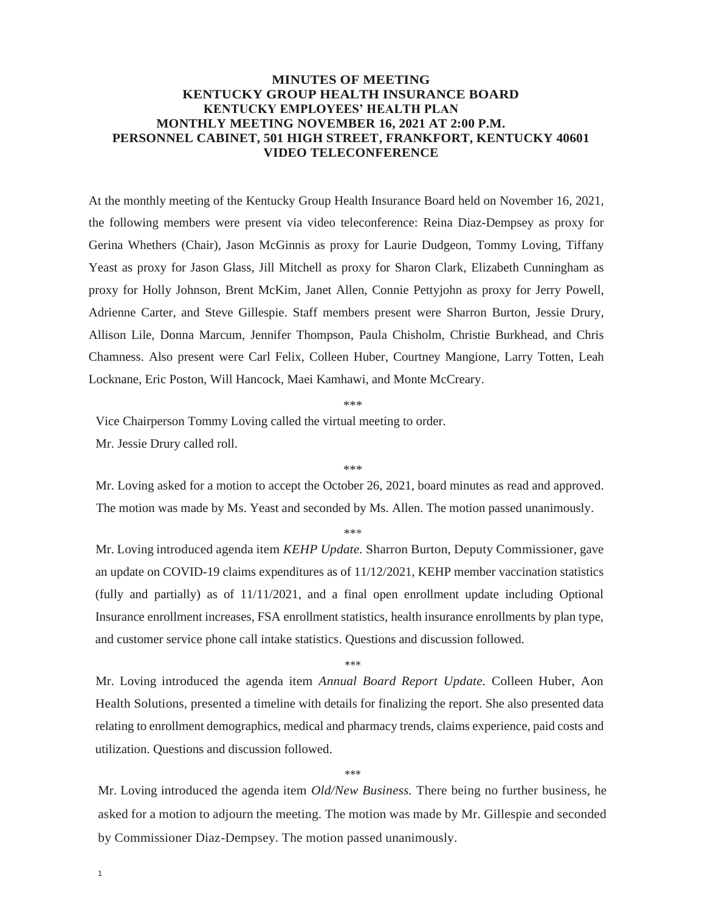# MINUTES OF MEETING
# KENTUCKY GROUP HEALTH INSURANCE BOARD
## KENTUCKY EMPLOYEES' HEALTH PLAN
## MONTHLY MEETING NOVEMBER 16, 2021 AT 2:00 P.M.
## PERSONNEL CABINET, 501 HIGH STREET, FRANKFORT, KENTUCKY 40601
## VIDEO TELECONFERENCE

At the monthly meeting of the Kentucky Group Health Insurance Board held on November 16, 2021, the following members were present via video teleconference: Reina Diaz-Dempsey as proxy for Gerina Whethers (Chair), Jason McGinnis as proxy for Laurie Dudgeon, Tommy Loving, Tiffany Yeast as proxy for Jason Glass, Jill Mitchell as proxy for Sharon Clark, Elizabeth Cunningham as proxy for Holly Johnson, Brent McKim, Janet Allen, Connie Pettyjohn as proxy for Jerry Powell, Adrienne Carter, and Steve Gillespie. Staff members present were Sharron Burton, Jessie Drury, Allison Lile, Donna Marcum, Jennifer Thompson, Paula Chisholm, Christie Burkhead, and Chris Chamness. Also present were Carl Felix, Colleen Huber, Courtney Mangione, Larry Totten, Leah Locknane, Eric Poston, Will Hancock, Maei Kamhawi, and Monte McCreary.

\*\*\*

Vice Chairperson Tommy Loving called the virtual meeting to order.

Mr. Jessie Drury called roll.

\*\*\*

Mr. Loving asked for a motion to accept the October 26, 2021, board minutes as read and approved. The motion was made by Ms. Yeast and seconded by Ms. Allen. The motion passed unanimously.

\*\*\*

Mr. Loving introduced agenda item *KEHP Update.* Sharron Burton, Deputy Commissioner, gave an update on COVID-19 claims expenditures as of 11/12/2021, KEHP member vaccination statistics (fully and partially) as of 11/11/2021, and a final open enrollment update including Optional Insurance enrollment increases, FSA enrollment statistics, health insurance enrollments by plan type, and customer service phone call intake statistics. Questions and discussion followed.

\*\*\*

Mr. Loving introduced the agenda item *Annual Board Report Update.* Colleen Huber, Aon Health Solutions, presented a timeline with details for finalizing the report. She also presented data relating to enrollment demographics, medical and pharmacy trends, claims experience, paid costs and utilization. Questions and discussion followed.

\*\*\*

Mr. Loving introduced the agenda item *Old/New Business.* There being no further business, he asked for a motion to adjourn the meeting. The motion was made by Mr. Gillespie and seconded by Commissioner Diaz-Dempsey. The motion passed unanimously.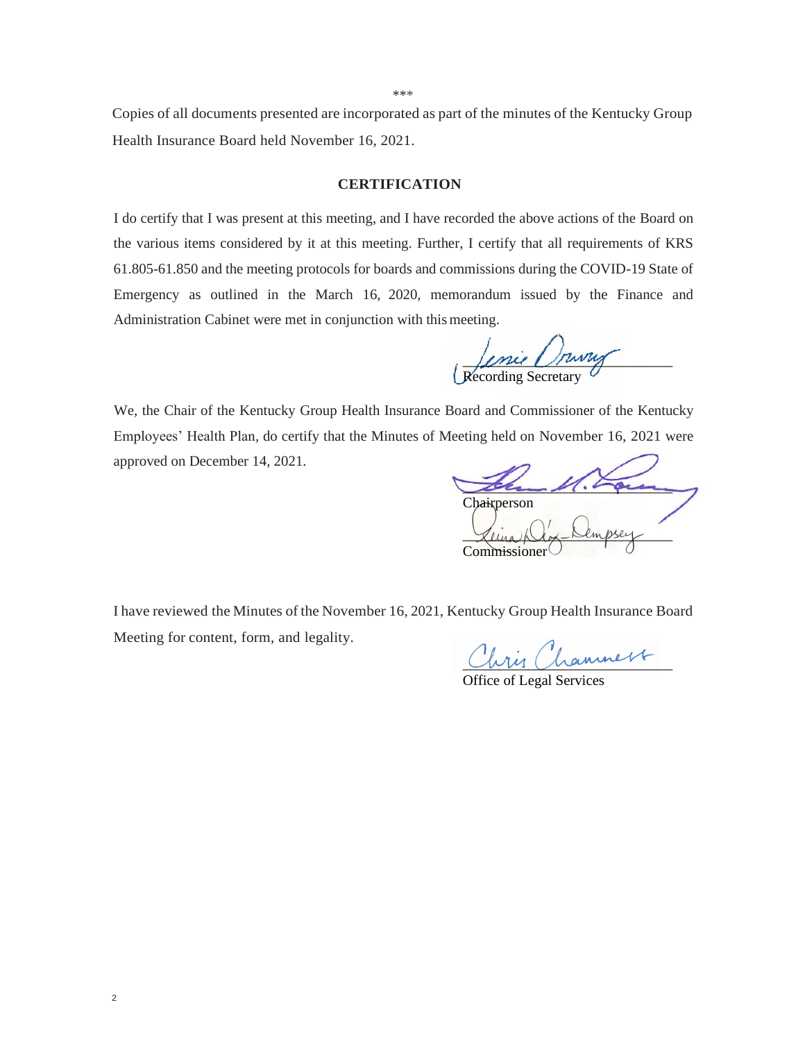\*\*\*

Copies of all documents presented are incorporated as part of the minutes of the Kentucky Group Health Insurance Board held November 16, 2021.

## CERTIFICATION

I do certify that I was present at this meeting, and I have recorded the above actions of the Board on the various items considered by it at this meeting. Further, I certify that all requirements of KRS 61.805-61.850 and the meeting protocols for boards and commissions during the COVID-19 State of Emergency as outlined in the March 16, 2020, memorandum issued by the Finance and Administration Cabinet were met in conjunction with this meeting.

\_\_\_\_\_\_\_\_\_\_\_\_\_\_\_\_\_\_\_\_\_\_\_\_\_\_
Recording Secretary

We, the Chair of the Kentucky Group Health Insurance Board and Commissioner of the Kentucky Employees' Health Plan, do certify that the Minutes of Meeting held on November 16, 2021 were approved on December 14, 2021.

\_\_\_\_\_\_\_\_\_\_\_\_\_\_\_\_\_\_\_\_\_\_\_\_\_\_
Chairperson

\_\_\_\_\_\_\_\_\_\_\_\_\_\_\_\_\_\_\_\_\_\_\_\_\_\_
Commissioner

I have reviewed the Minutes of the November 16, 2021, Kentucky Group Health Insurance Board Meeting for content, form, and legality.

\_\_\_\_\_\_\_\_\_\_\_\_\_\_\_\_\_\_\_\_\_\_\_\_\_\_
Office of Legal Services